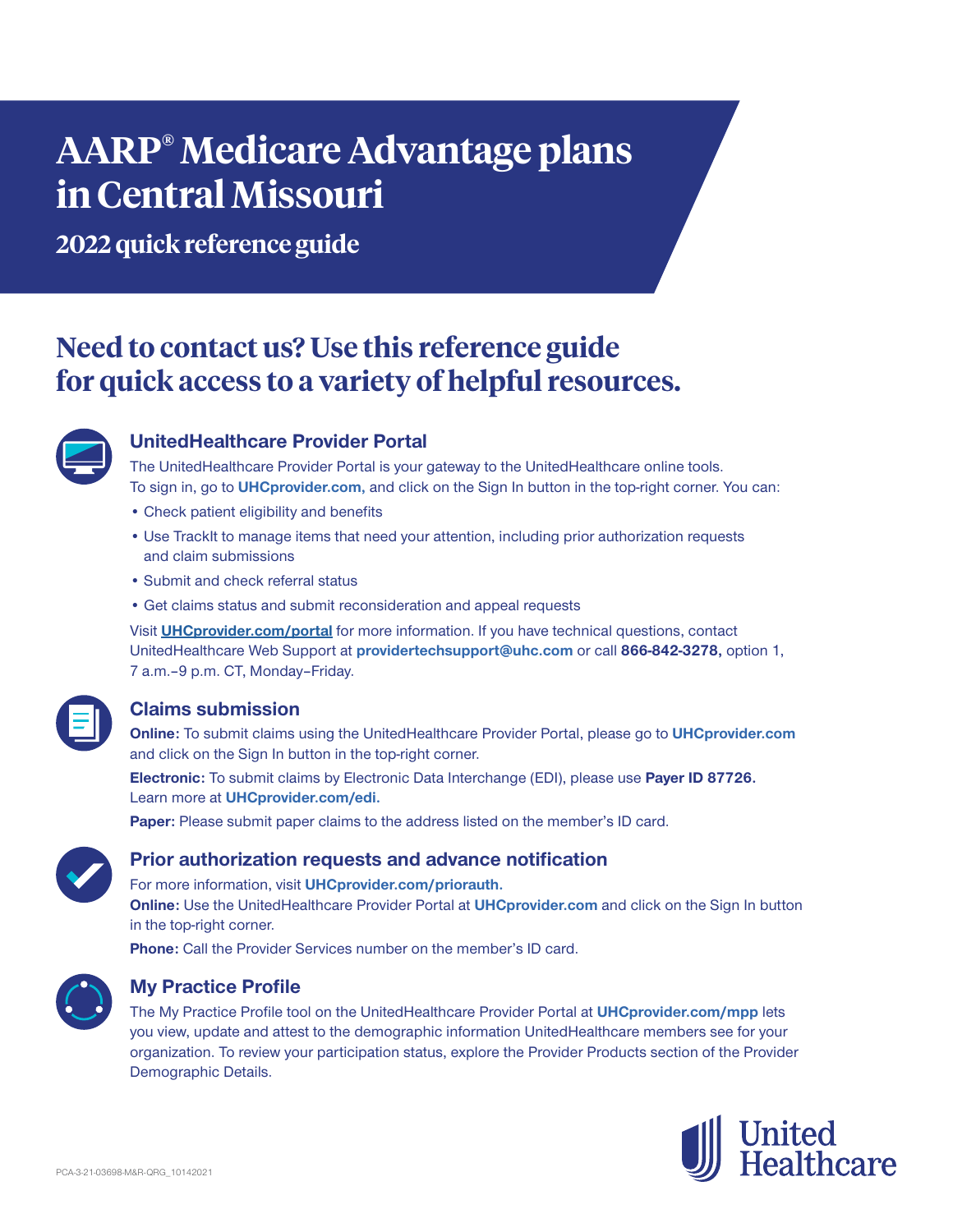# AARP® Medicare Advantage plans in Central Missouri

## 2022 quick reference guide

## Need to contact us? Use this reference guide for quick access to a variety of helpful resources.

### UnitedHealthcare Provider Portal

The UnitedHealthcare Provider Portal is your gateway to the UnitedHealthcare online tools. To sign in, go to **UHCprovider.com,** and click on the Sign In button in the top-right corner. You can:

- Check patient eligibility and benefits
- Use TrackIt to manage items that need your attention, including prior authorization requests and claim submissions
- Submit and check referral status
- Get claims status and submit reconsideration and appeal requests

Visit **UHCprovider.com/portal** for more information. If you have technical questions, contact UnitedHealthcare Web Support at **providertechsupport@uhc.com** or call **866-842-3278,** option 1, 7 a.m.–9 p.m. CT, Monday–Friday.

### Claims submission

**Online:** To submit claims using the UnitedHealthcare Provider Portal, please go to **UHCprovider.com** and click on the Sign In button in the top-right corner.

**Electronic:** To submit claims by Electronic Data Interchange (EDI), please use **Payer ID 87726.** Learn more at **UHCprovider.com/edi.**

**Paper:** Please submit paper claims to the address listed on the member's ID card.

### Prior authorization requests and advance notification

For more information, visit **UHCprovider.com/priorauth.**

**Online:** Use the UnitedHealthcare Provider Portal at **UHCprovider.com** and click on the Sign In button in the top-right corner.

**Phone:** Call the Provider Services number on the member's ID card.

### My Practice Profile

The My Practice Profile tool on the UnitedHealthcare Provider Portal at **UHCprovider.com/mpp** lets you view, update and attest to the demographic information UnitedHealthcare members see for your organization. To review your participation status, explore the Provider Products section of the Provider Demographic Details.

PCA-3-21-03698-M&R-QRG_10142021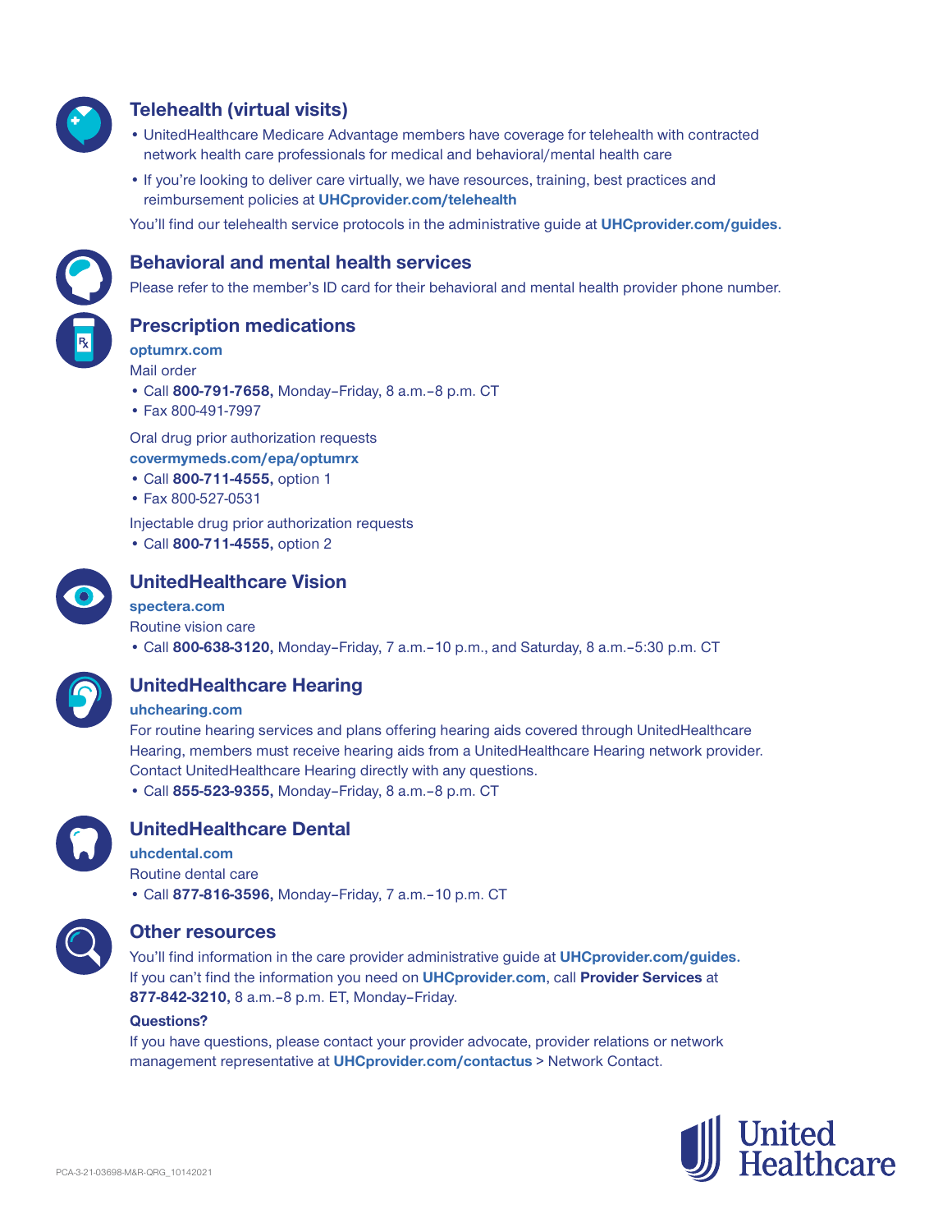## Telehealth (virtual visits)

- UnitedHealthcare Medicare Advantage members have coverage for telehealth with contracted network health care professionals for medical and behavioral/mental health care
- If you're looking to deliver care virtually, we have resources, training, best practices and reimbursement policies at **UHCprovider.com/telehealth**

You'll find our telehealth service protocols in the administrative guide at **UHCprovider.com/guides.**

## Behavioral and mental health services

Please refer to the member's ID card for their behavioral and mental health provider phone number.

## Prescription medications

**optumrx.com**

Mail order

- Call **800-791-7658,** Monday–Friday, 8 a.m.–8 p.m. CT
- Fax 800-491-7997

Oral drug prior authorization requests

**covermymeds.com/epa/optumrx**

- Call **800-711-4555,** option 1
- Fax 800-527-0531

Injectable drug prior authorization requests

- Call **800-711-4555,** option 2

## UnitedHealthcare Vision

**spectera.com**

Routine vision care

- Call **800-638-3120,** Monday–Friday, 7 a.m.–10 p.m., and Saturday, 8 a.m.–5:30 p.m. CT

## UnitedHealthcare Hearing

**uhchearing.com**

For routine hearing services and plans offering hearing aids covered through UnitedHealthcare Hearing, members must receive hearing aids from a UnitedHealthcare Hearing network provider. Contact UnitedHealthcare Hearing directly with any questions.

- Call **855-523-9355,** Monday–Friday, 8 a.m.–8 p.m. CT

## UnitedHealthcare Dental

**uhcdental.com**

Routine dental care

- Call **877-816-3596,** Monday–Friday, 7 a.m.–10 p.m. CT

## Other resources

You'll find information in the care provider administrative guide at **UHCprovider.com/guides.** If you can't find the information you need on **UHCprovider.com**, call **Provider Services** at **877-842-3210,** 8 a.m.–8 p.m. ET, Monday–Friday.

**Questions?**

If you have questions, please contact your provider advocate, provider relations or network management representative at **UHCprovider.com/contactus** > Network Contact.

PCA-3-21-03698-M&R-QRG_10142021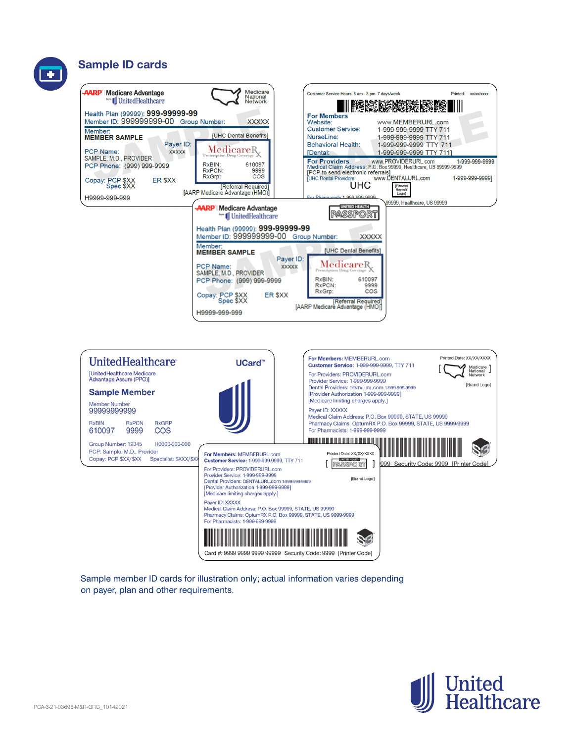## Sample ID cards

**AARP | Medicare Advantage from UnitedHealthcare** — Medicare National Network

Health Plan (99999): **999-99999-99**
Member ID: 999999999-00 Group Number: XXXXX
Member:
**MEMBER SAMPLE**
[UHC Dental Benefits]
Payer ID: XXXXX
PCP Name: SAMPLE, M.D., PROVIDER
PCP Phone: (999) 999-9999
MedicareRx Prescription Drug Coverage
RxBIN: 610097
RxPCN: 9999
RxGrp: COS
Copay: PCP $XX Spec $XX ER $XX
[Referral Required]
[AARP Medicare Advantage (HMO)]
H9999-999-999

Customer Service Hours: 8 am - 8 pm 7 days/week Printed: xx/xx/xxxx

**For Members**
Website: www.MEMBERURL.com
Customer Service: 1-999-999-9999 TTY 711
NurseLine: 1-999-999-9999 TTY 711
Behavioral Health: 1-999-999-9999 TTY 711
[Dental: 1-999-999-9999 TTY 711]

**For Providers** www.PROVIDERURL.com 1-999-999-9999
Medical Claim Address: P.O. Box 99999, Healthcare, US 99999-9999
[PCP to send electronic referrals]
[UHC Dental Providers: www.DENTALURL.com 1-999-999-9999]
UHC [Fitness Benefit Logo]
For Pharmacists 1-999-999-9999 ... 99999, Healthcare, US 99999

**AARP | Medicare Advantage from UnitedHealthcare** — United Health PASSPORT

Health Plan (99999): **999-99999-99**
Member ID: 999999999-00 Group Number: XXXXX
Member:
**MEMBER SAMPLE**
[UHC Dental Benefits]
Payer ID: XXXXX
PCP Name: SAMPLE, M.D., PROVIDER
PCP Phone: (999) 999-9999
MedicareRx Prescription Drug Coverage
RxBIN: 610097
RxPCN: 9999
RxGrp: COS
Copay: PCP $XX Spec $XX ER $XX
[Referral Required]
[AARP Medicare Advantage (HMO)]
H9999-999-999

**UnitedHealthcare** UCard™
[UnitedHealthcare Medicare Advantage Assure (PPO)]
**Sample Member**
Member Number
99999999999
RxBIN 610097 RxPCN 9999 RxGRP COS
Group Number: 12345 H0000-000-000
PCP: Sample, M.D., Provider
Copay: PCP $XX/$XX Specialist: $XXX/$XX

**For Members:** MEMBERURL.com Printed Date: XX/XX/XXXX
**Customer Service:** 1-999-999-9999, TTY 711 [Medicare National Network]
For Providers: PROVIDERURL.com
Provider Service: 1-999-999-9999 [Brand Logo]
Dental Providers: DENTALURL.com 1-999-999-9999
[Provider Authorization 1-999-999-9999]
[Medicare limiting charges apply.]
Payer ID: XXXXX
Medical Claim Address: P.O. Box 99999, STATE, US 99999
Pharmacy Claims: OptumRX P.O. Box 99999, STATE, US 9999-9999
For Pharmacists: 1-999-999-9999
...999 Security Code: 9999 [Printer Code]

**For Members:** MEMBERURL.com Printed Date: XX/XX/XXXX
**Customer Service:** 1-999-999-9999, TTY 711 [United Health PASSPORT]
For Providers: PROVIDERURL.com
Provider Service: 1-999-999-9999 [Brand Logo]
Dental Providers: DENTALURL.com 1-999-999-9999
[Provider Authorization 1-999-999-9999]
[Medicare limiting charges apply.]
Payer ID: XXXXX
Medical Claim Address: P.O. Box 99999, STATE, US 99999
Pharmacy Claims: OptumRX P.O. Box 99999, STATE, US 9999-9999
For Pharmacists: 1-999-999-9999
Card #: 9999 9999 9999 99999 Security Code: 9999 [Printer Code]

Sample member ID cards for illustration only; actual information varies depending on payer, plan and other requirements.

PCA-3-21-03698-M&R-QRG_10142021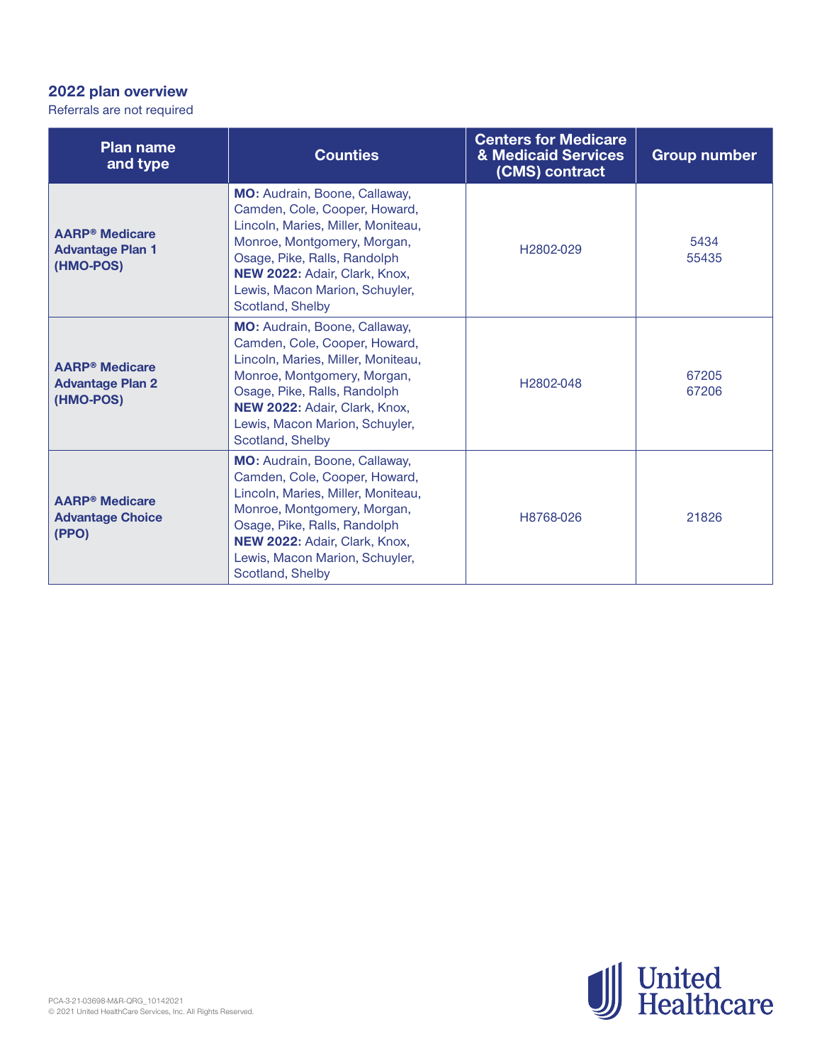## 2022 plan overview

Referrals are not required

| Plan name and type | Counties | Centers for Medicare & Medicaid Services (CMS) contract | Group number |
|---|---|---|---|
| **AARP® Medicare Advantage Plan 1 (HMO-POS)** | **MO:** Audrain, Boone, Callaway, Camden, Cole, Cooper, Howard, Lincoln, Maries, Miller, Moniteau, Monroe, Montgomery, Morgan, Osage, Pike, Ralls, Randolph **NEW 2022:** Adair, Clark, Knox, Lewis, Macon Marion, Schuyler, Scotland, Shelby | H2802-029 | 5434 55435 |
| **AARP® Medicare Advantage Plan 2 (HMO-POS)** | **MO:** Audrain, Boone, Callaway, Camden, Cole, Cooper, Howard, Lincoln, Maries, Miller, Moniteau, Monroe, Montgomery, Morgan, Osage, Pike, Ralls, Randolph **NEW 2022:** Adair, Clark, Knox, Lewis, Macon Marion, Schuyler, Scotland, Shelby | H2802-048 | 67205 67206 |
| **AARP® Medicare Advantage Choice (PPO)** | **MO:** Audrain, Boone, Callaway, Camden, Cole, Cooper, Howard, Lincoln, Maries, Miller, Moniteau, Monroe, Montgomery, Morgan, Osage, Pike, Ralls, Randolph **NEW 2022:** Adair, Clark, Knox, Lewis, Macon Marion, Schuyler, Scotland, Shelby | H8768-026 | 21826 |

PCA-3-21-03698-M&R-QRG_10142021
© 2021 United HealthCare Services, Inc. All Rights Reserved.

United Healthcare